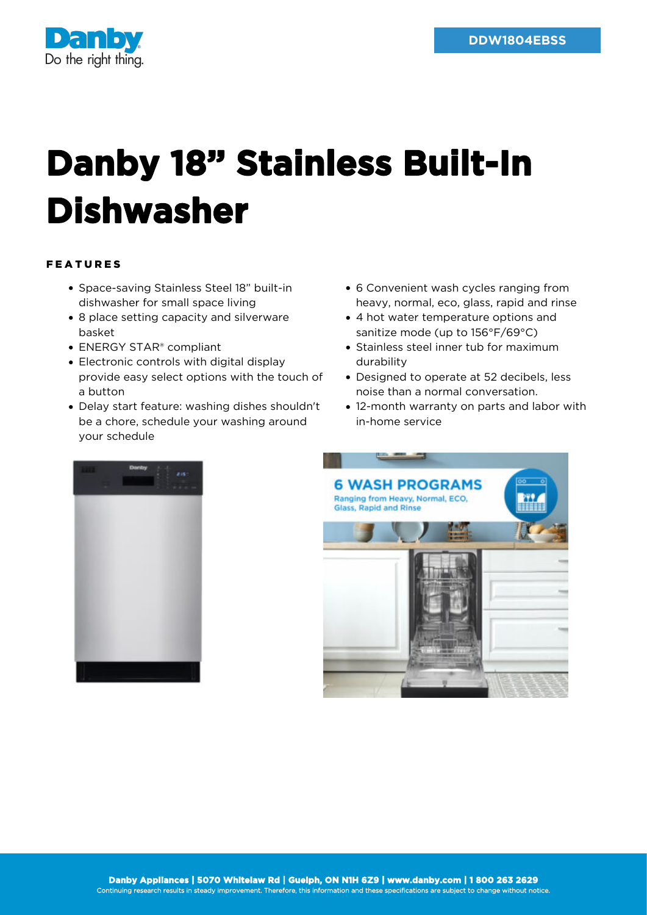DDW1804EBSS

# Danby 18" Stainless Built-In Dishwasher

## FEATURES

- Space-saving Stainless Steel 18" built-in dishwasher for small space living
- 8 place setting capacity and silverware basket
- ENERGY STAR® compliant
- Electronic controls with digital display provide easy select options with the touch of a button
- Delay start feature: washing dishes shouldn't be a chore, schedule your washing around your schedule
- 6 Convenient wash cycles ranging from heavy, normal, eco, glass, rapid and rinse
- 4 hot water temperature options and sanitize mode (up to 156°F/69°C)
- Stainless steel inner tub for maximum durability
- Designed to operate at 52 decibels, less noise than a normal conversation.
- 12-month warranty on parts and labor with in-home service

**Danby Appliances | 5070 Whitelaw Rd | Guelph, ON N1H 6Z9 | www.danby.com | 1 800 263 2629**

Continuing research results in steady improvement. Therefore, this information and these specifications are subject to change without notice.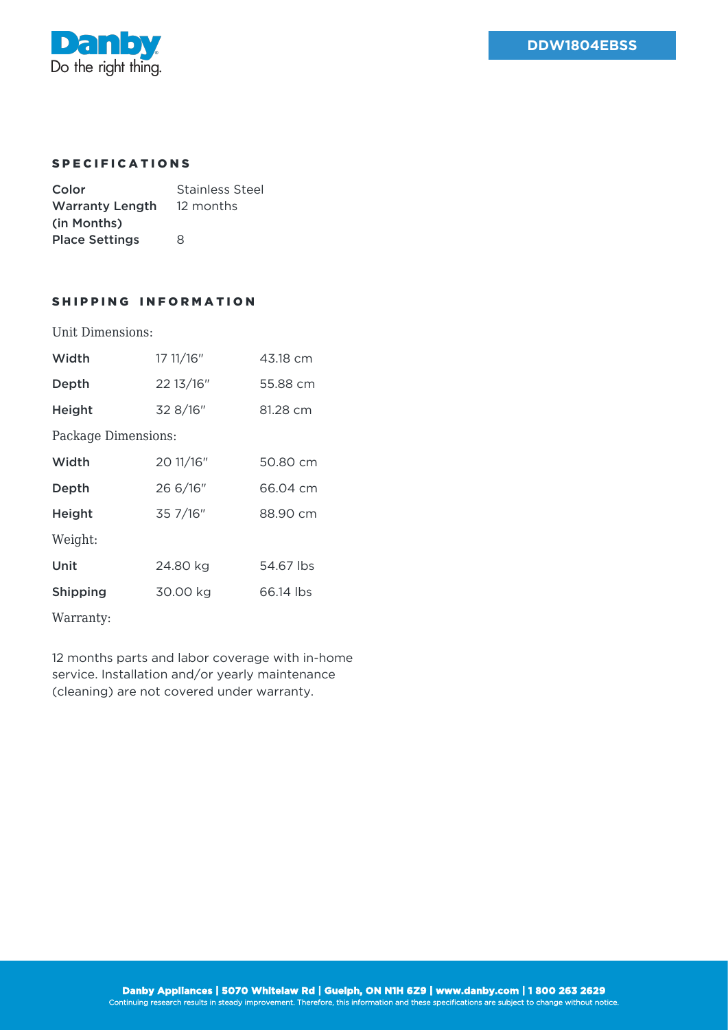DDW1804EBSS

## SPECIFICATIONS

| | |
|---|---|
| **Color** | Stainless Steel |
| **Warranty Length (in Months)** | 12 months |
| **Place Settings** | 8 |

## SHIPPING INFORMATION

Unit Dimensions:

| | | |
|---|---|---|
| **Width** | 17 11/16″ | 43.18 cm |
| **Depth** | 22 13/16″ | 55.88 cm |
| **Height** | 32 8/16″ | 81.28 cm |

Package Dimensions:

| | | |
|---|---|---|
| **Width** | 20 11/16″ | 50.80 cm |
| **Depth** | 26 6/16″ | 66.04 cm |
| **Height** | 35 7/16″ | 88.90 cm |

Weight:

| | | |
|---|---|---|
| **Unit** | 24.80 kg | 54.67 lbs |
| **Shipping** | 30.00 kg | 66.14 lbs |

Warranty:

12 months parts and labor coverage with in-home service. Installation and/or yearly maintenance (cleaning) are not covered under warranty.

**Danby Appliances | 5070 Whitelaw Rd | Guelph, ON N1H 6Z9 | www.danby.com | 1 800 263 2629**
Continuing research results in steady improvement. Therefore, this information and these specifications are subject to change without notice.